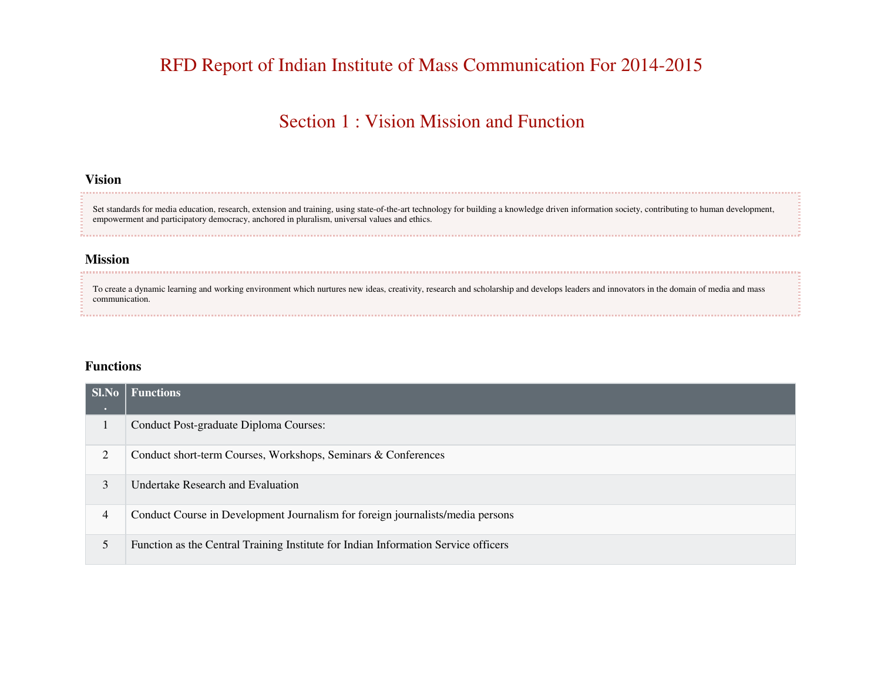# RFD Report of Indian Institute of Mass Communication For 2014-2015

## Section 1 : Vision Mission and Function

### Vision

Set standards for media education, research, extension and training, using state-of-the-art technology for building a knowledge driven information society, contributing to human development, empowerment and participatory democracy, anchored in pluralism, universal values and ethics.

### Mission

To create a dynamic learning and working environment which nurtures new ideas, creativity, research and scholarship and develops leaders and innovators in the domain of media and mass communication.

### Functions

| Sl.No. | Functions |
| --- | --- |
| 1 | Conduct Post-graduate Diploma Courses: |
| 2 | Conduct short-term Courses, Workshops, Seminars & Conferences |
| 3 | Undertake Research and Evaluation |
| 4 | Conduct Course in Development Journalism for foreign journalists/media persons |
| 5 | Function as the Central Training Institute for Indian Information Service officers |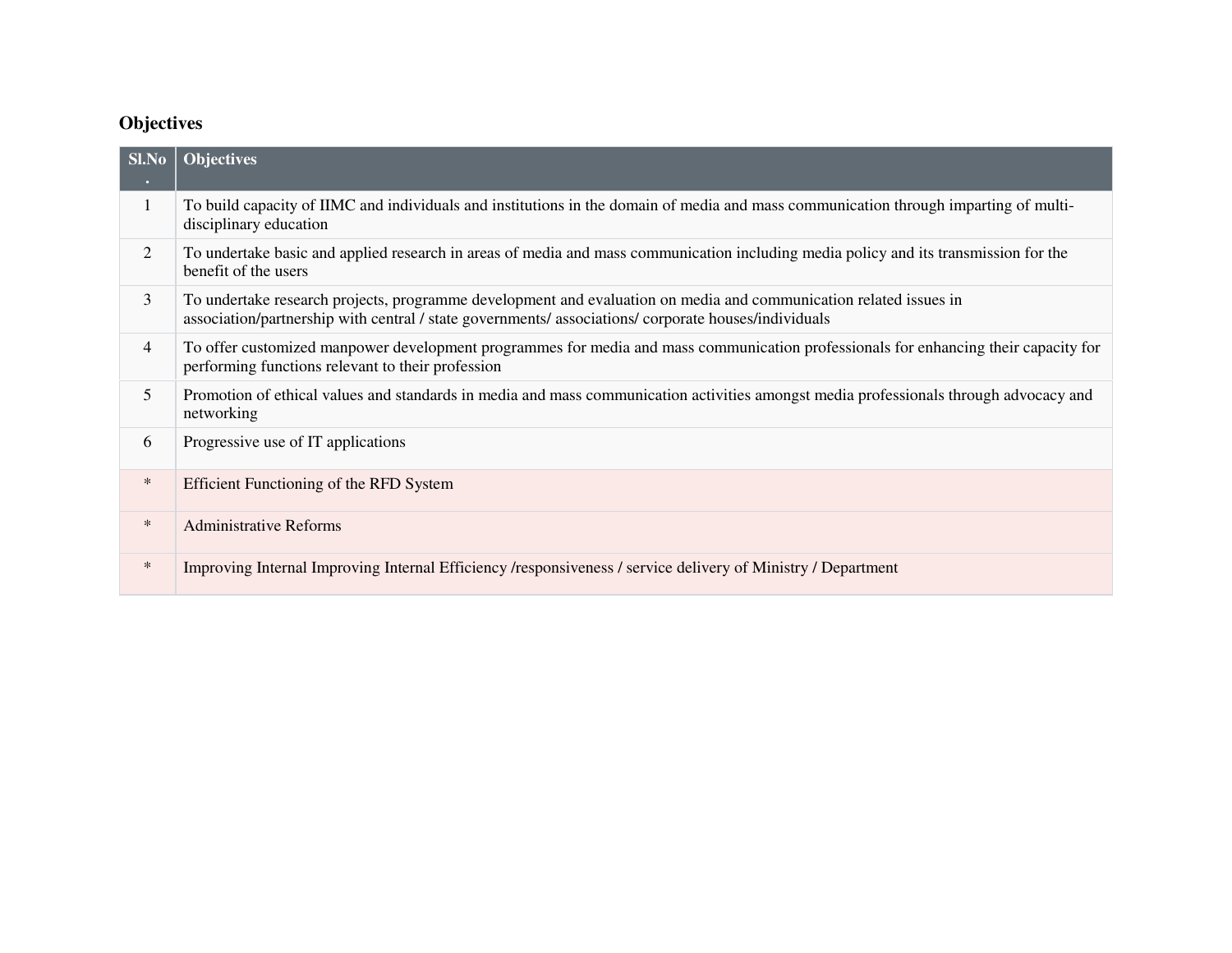## Objectives

| Sl.No. | Objectives |
|---|---|
| 1 | To build capacity of IIMC and individuals and institutions in the domain of media and mass communication through imparting of multi-disciplinary education |
| 2 | To undertake basic and applied research in areas of media and mass communication including media policy and its transmission for the benefit of the users |
| 3 | To undertake research projects, programme development and evaluation on media and communication related issues in association/partnership with central / state governments/ associations/ corporate houses/individuals |
| 4 | To offer customized manpower development programmes for media and mass communication professionals for enhancing their capacity for performing functions relevant to their profession |
| 5 | Promotion of ethical values and standards in media and mass communication activities amongst media professionals through advocacy and networking |
| 6 | Progressive use of IT applications |
| * | Efficient Functioning of the RFD System |
| * | Administrative Reforms |
| * | Improving Internal Improving Internal Efficiency /responsiveness / service delivery of Ministry / Department |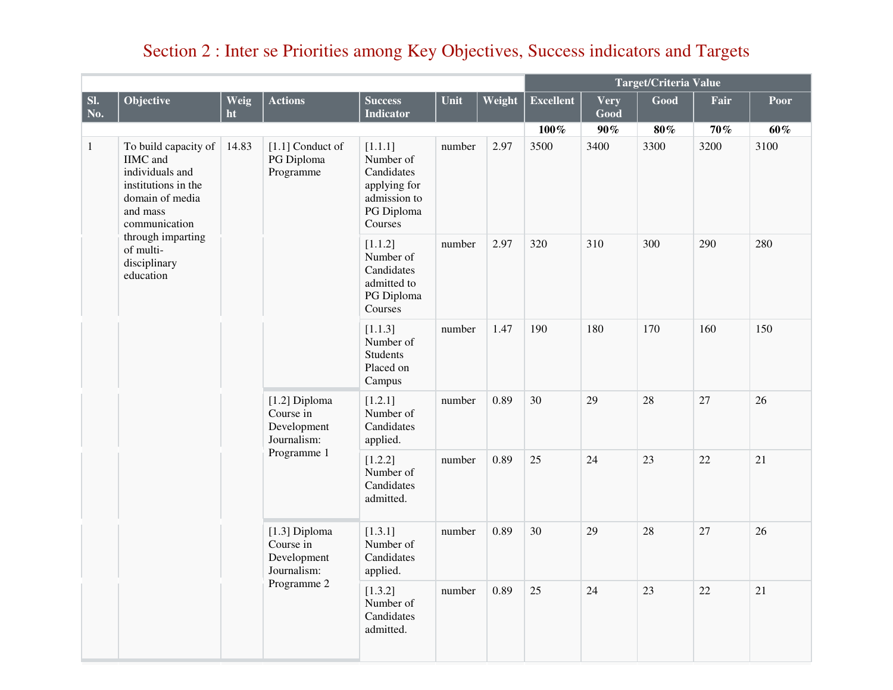## Section 2 : Inter se Priorities among Key Objectives, Success indicators and Targets

| Sl. No. | Objective | Weight | Actions | Success Indicator | Unit | Weight | Target/Criteria Value | | | | |
|---|---|---|---|---|---|---|---|---|---|---|---|
| | | | | | | | Excellent | Very Good | Good | Fair | Poor |
| | | | | | | | 100% | 90% | 80% | 70% | 60% |
| 1 | To build capacity of IIMC and individuals and institutions in the domain of media and mass communication through imparting of multi-disciplinary education | 14.83 | [1.1] Conduct of PG Diploma Programme | [1.1.1] Number of Candidates applying for admission to PG Diploma Courses | number | 2.97 | 3500 | 3400 | 3300 | 3200 | 3100 |
| | | | | [1.1.2] Number of Candidates admitted to PG Diploma Courses | number | 2.97 | 320 | 310 | 300 | 290 | 280 |
| | | | | [1.1.3] Number of Students Placed on Campus | number | 1.47 | 190 | 180 | 170 | 160 | 150 |
| | | | [1.2] Diploma Course in Development Journalism: Programme 1 | [1.2.1] Number of Candidates applied. | number | 0.89 | 30 | 29 | 28 | 27 | 26 |
| | | | | [1.2.2] Number of Candidates admitted. | number | 0.89 | 25 | 24 | 23 | 22 | 21 |
| | | | [1.3] Diploma Course in Development Journalism: Programme 2 | [1.3.1] Number of Candidates applied. | number | 0.89 | 30 | 29 | 28 | 27 | 26 |
| | | | | [1.3.2] Number of Candidates admitted. | number | 0.89 | 25 | 24 | 23 | 22 | 21 |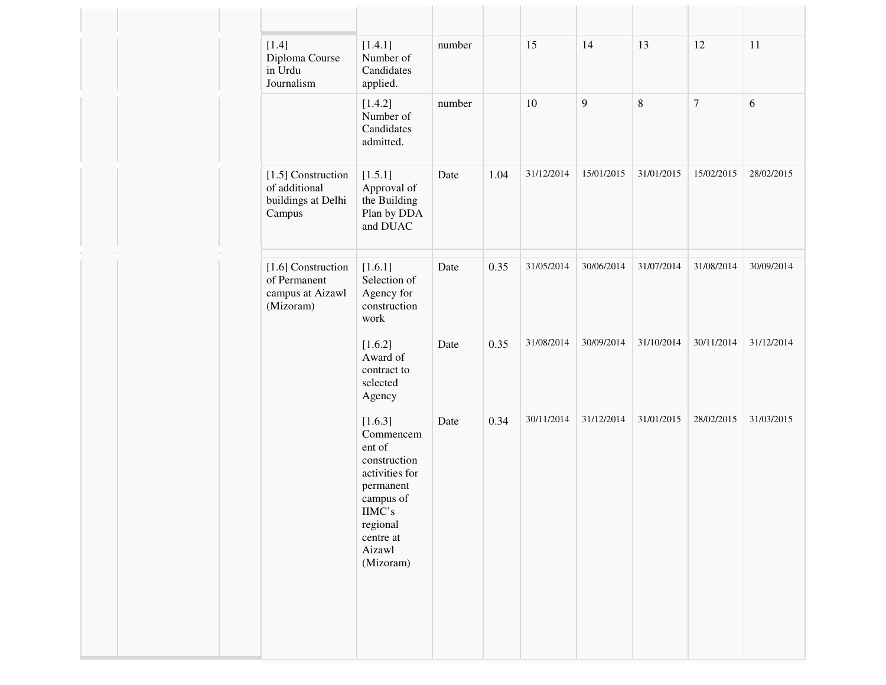| | | | | | | | | | | | |
|---|---|---|---|---|---|---|---|---|---|---|---|
| | | | [1.4] Diploma Course in Urdu Journalism | [1.4.1] Number of Candidates applied. | number | | 15 | 14 | 13 | 12 | 11 |
| | | | | [1.4.2] Number of Candidates admitted. | number | | 10 | 9 | 8 | 7 | 6 |
| | | | [1.5] Construction of additional buildings at Delhi Campus | [1.5.1] Approval of the Building Plan by DDA and DUAC | Date | 1.04 | 31/12/2014 | 15/01/2015 | 31/01/2015 | 15/02/2015 | 28/02/2015 |
| | | | [1.6] Construction of Permanent campus at Aizawl (Mizoram) | [1.6.1] Selection of Agency for construction work | Date | 0.35 | 31/05/2014 | 30/06/2014 | 31/07/2014 | 31/08/2014 | 30/09/2014 |
| | | | | [1.6.2] Award of contract to selected Agency | Date | 0.35 | 31/08/2014 | 30/09/2014 | 31/10/2014 | 30/11/2014 | 31/12/2014 |
| | | | | [1.6.3] Commencement of construction activities for permanent campus of IIMC's regional centre at Aizawl (Mizoram) | Date | 0.34 | 30/11/2014 | 31/12/2014 | 31/01/2015 | 28/02/2015 | 31/03/2015 |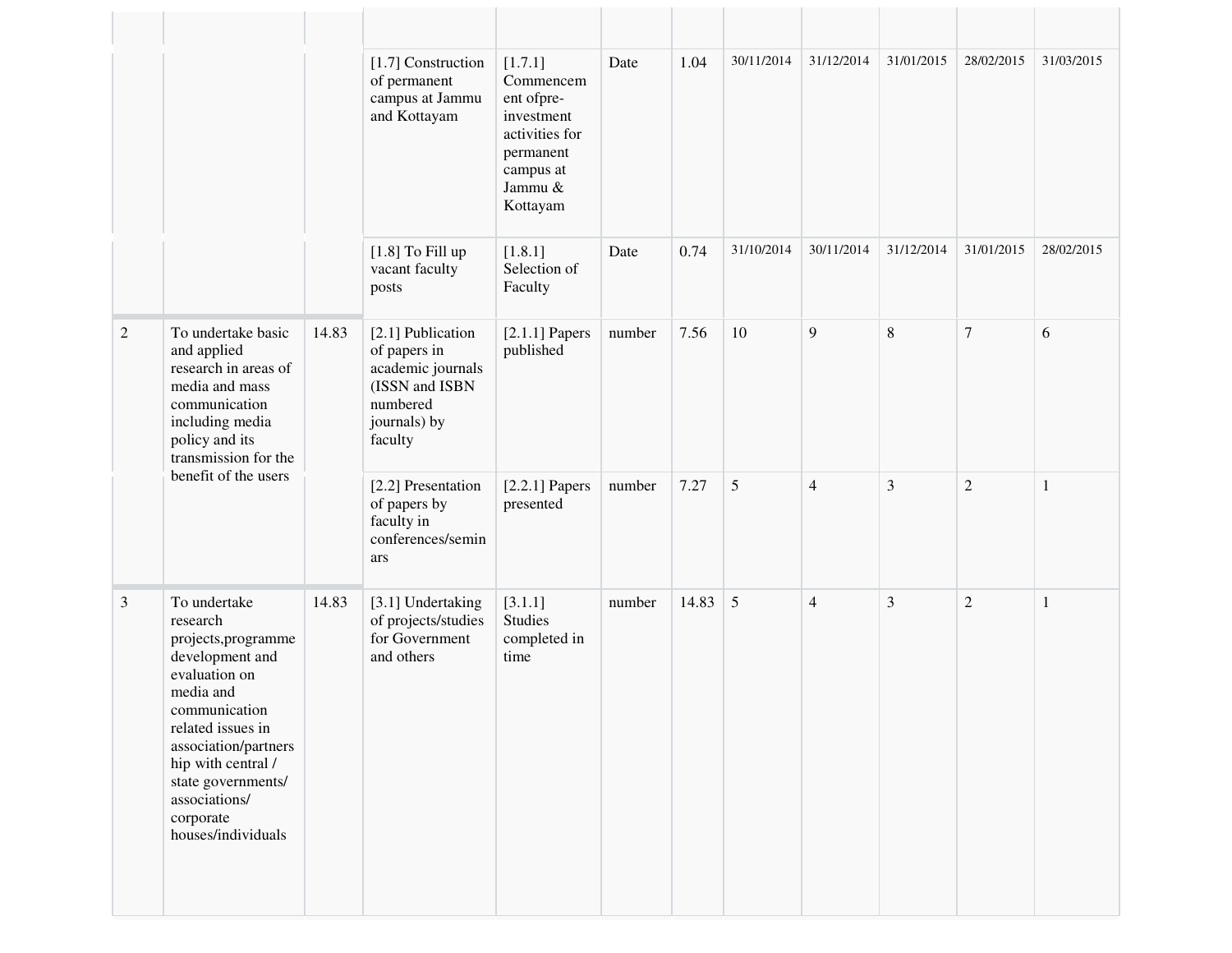| | | | | | | | | | | | |
|---|---|---|---|---|---|---|---|---|---|---|---|
| | | | [1.7] Construction of permanent campus at Jammu and Kottayam | [1.7.1] Commencement ofpre-investment activities for permanent campus at Jammu & Kottayam | Date | 1.04 | 30/11/2014 | 31/12/2014 | 31/01/2015 | 28/02/2015 | 31/03/2015 |
| | | | [1.8] To Fill up vacant faculty posts | [1.8.1] Selection of Faculty | Date | 0.74 | 31/10/2014 | 30/11/2014 | 31/12/2014 | 31/01/2015 | 28/02/2015 |
| 2 | To undertake basic and applied research in areas of media and mass communication including media policy and its transmission for the benefit of the users | 14.83 | [2.1] Publication of papers in academic journals (ISSN and ISBN numbered journals) by faculty | [2.1.1] Papers published | number | 7.56 | 10 | 9 | 8 | 7 | 6 |
| | | | [2.2] Presentation of papers by faculty in conferences/seminars | [2.2.1] Papers presented | number | 7.27 | 5 | 4 | 3 | 2 | 1 |
| 3 | To undertake research projects,programme development and evaluation on media and communication related issues in association/partnership with central / state governments/ associations/ corporate houses/individuals | 14.83 | [3.1] Undertaking of projects/studies for Government and others | [3.1.1] Studies completed in time | number | 14.83 | 5 | 4 | 3 | 2 | 1 |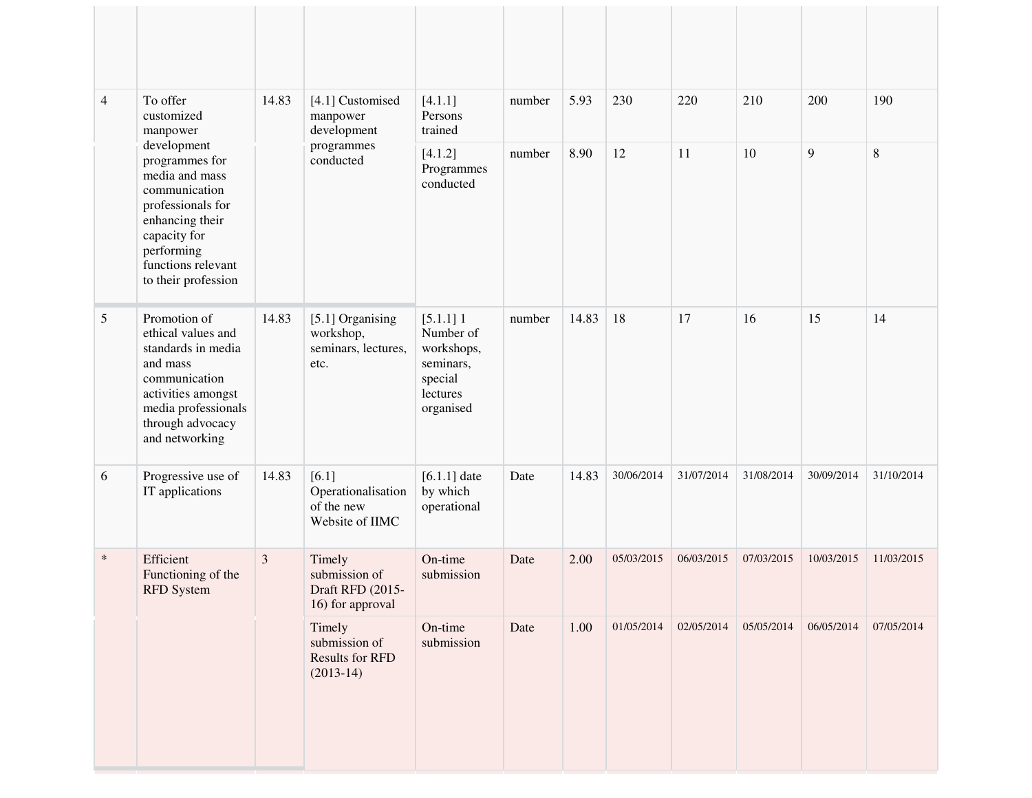| | | | | | | | | | | | |
|---|---|---|---|---|---|---|---|---|---|---|---|
| | | | | | | | | | | | |
| 4 | To offer customized manpower development programmes for media and mass communication professionals for enhancing their capacity for performing functions relevant to their profession | 14.83 | [4.1] Customised manpower development programmes conducted | [4.1.1] Persons trained | number | 5.93 | 230 | 220 | 210 | 200 | 190 |
| | | | | [4.1.2] Programmes conducted | number | 8.90 | 12 | 11 | 10 | 9 | 8 |
| 5 | Promotion of ethical values and standards in media and mass communication activities amongst media professionals through advocacy and networking | 14.83 | [5.1] Organising workshop, seminars, lectures, etc. | [5.1.1] 1 Number of workshops, seminars, special lectures organised | number | 14.83 | 18 | 17 | 16 | 15 | 14 |
| 6 | Progressive use of IT applications | 14.83 | [6.1] Operationalisation of the new Website of IIMC | [6.1.1] date by which operational | Date | 14.83 | 30/06/2014 | 31/07/2014 | 31/08/2014 | 30/09/2014 | 31/10/2014 |
| * | Efficient Functioning of the RFD System | 3 | Timely submission of Draft RFD (2015-16) for approval | On-time submission | Date | 2.00 | 05/03/2015 | 06/03/2015 | 07/03/2015 | 10/03/2015 | 11/03/2015 |
| | | | Timely submission of Results for RFD (2013-14) | On-time submission | Date | 1.00 | 01/05/2014 | 02/05/2014 | 05/05/2014 | 06/05/2014 | 07/05/2014 |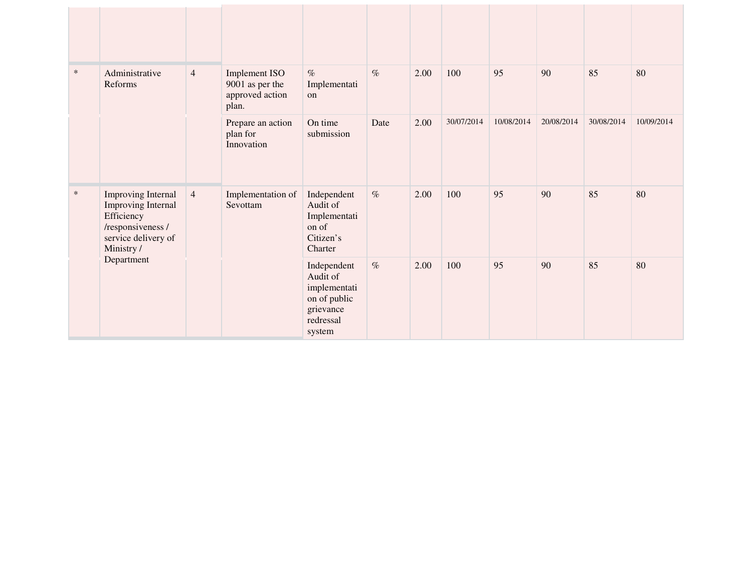| | | | | | | | | | | | |
|---|---|---|---|---|---|---|---|---|---|---|---|
| * | Administrative Reforms | 4 | Implement ISO 9001 as per the approved action plan. | % Implementation | % | 2.00 | 100 | 95 | 90 | 85 | 80 |
| | | | Prepare an action plan for Innovation | On time submission | Date | 2.00 | 30/07/2014 | 10/08/2014 | 20/08/2014 | 30/08/2014 | 10/09/2014 |
| * | Improving Internal Improving Internal Efficiency /responsiveness / service delivery of Ministry / Department | 4 | Implementation of Sevottam | Independent Audit of Implementation of Citizen's Charter | % | 2.00 | 100 | 95 | 90 | 85 | 80 |
| | | | | Independent Audit of implementation of public grievance redressal system | % | 2.00 | 100 | 95 | 90 | 85 | 80 |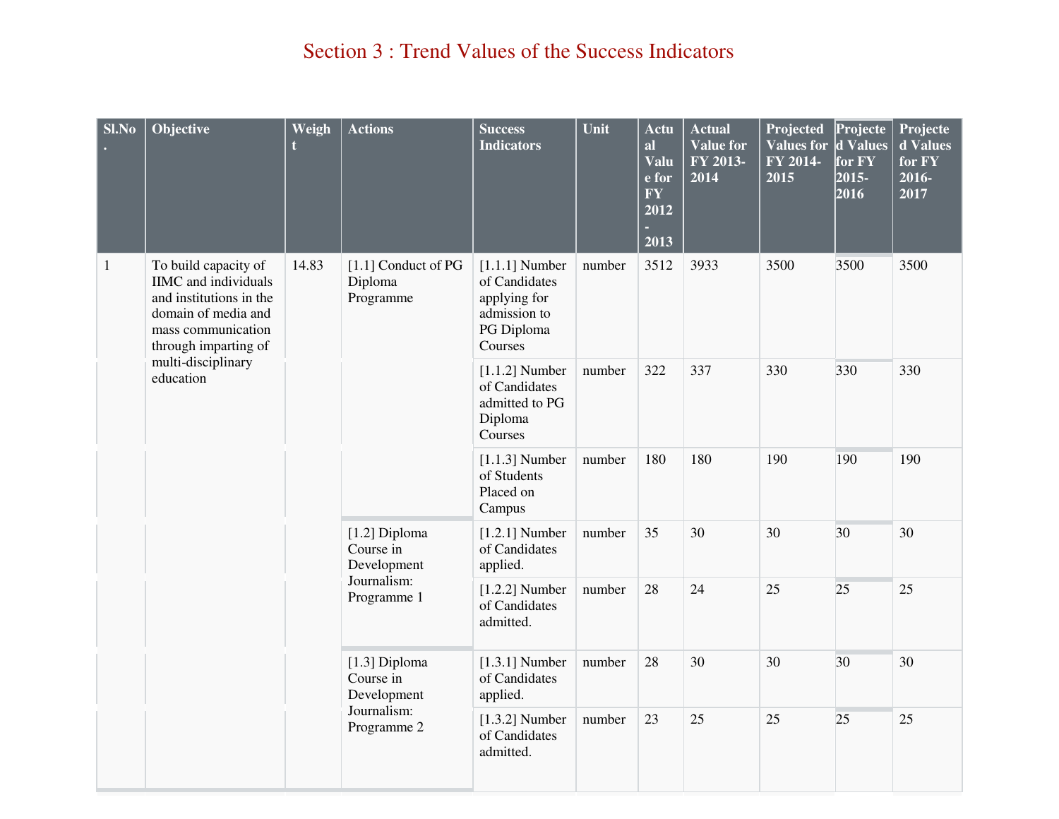# Section 3 : Trend Values of the Success Indicators

| Sl.No. | Objective | Weight | Actions | Success Indicators | Unit | Actual Value for FY 2012-2013 | Actual Value for FY 2013-2014 | Projected Values for FY 2014-2015 | Projected Values for FY 2015-2016 | Projected Values for FY 2016-2017 |
|---|---|---|---|---|---|---|---|---|---|---|
| 1 | To build capacity of IIMC and individuals and institutions in the domain of media and mass communication through imparting of multi-disciplinary education | 14.83 | [1.1] Conduct of PG Diploma Programme | [1.1.1] Number of Candidates applying for admission to PG Diploma Courses | number | 3512 | 3933 | 3500 | 3500 | 3500 |
| | | | | [1.1.2] Number of Candidates admitted to PG Diploma Courses | number | 322 | 337 | 330 | 330 | 330 |
| | | | | [1.1.3] Number of Students Placed on Campus | number | 180 | 180 | 190 | 190 | 190 |
| | | | [1.2] Diploma Course in Development Journalism: Programme 1 | [1.2.1] Number of Candidates applied. | number | 35 | 30 | 30 | 30 | 30 |
| | | | | [1.2.2] Number of Candidates admitted. | number | 28 | 24 | 25 | 25 | 25 |
| | | | [1.3] Diploma Course in Development Journalism: Programme 2 | [1.3.1] Number of Candidates applied. | number | 28 | 30 | 30 | 30 | 30 |
| | | | | [1.3.2] Number of Candidates admitted. | number | 23 | 25 | 25 | 25 | 25 |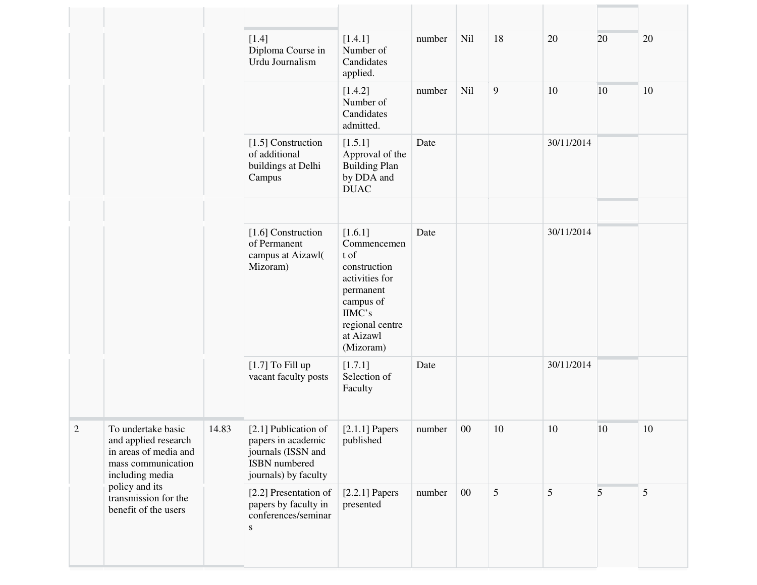| | | | | | | | | | | |
|---|---|---|---|---|---|---|---|---|---|---|
| | | | | | | | | | | |
| | | | [1.4] Diploma Course in Urdu Journalism | [1.4.1] Number of Candidates applied. | number | Nil | 18 | 20 | 20 | 20 |
| | | | | [1.4.2] Number of Candidates admitted. | number | Nil | 9 | 10 | 10 | 10 |
| | | | [1.5] Construction of additional buildings at Delhi Campus | [1.5.1] Approval of the Building Plan by DDA and DUAC | Date | | | 30/11/2014 | | |
| | | | | | | | | | | |
| | | | [1.6] Construction of Permanent campus at Aizawl( Mizoram) | [1.6.1] Commencement of construction activities for permanent campus of IIMC's regional centre at Aizawl (Mizoram) | Date | | | 30/11/2014 | | |
| | | | [1.7] To Fill up vacant faculty posts | [1.7.1] Selection of Faculty | Date | | | 30/11/2014 | | |
| 2 | To undertake basic and applied research in areas of media and mass communication including media policy and its transmission for the benefit of the users | 14.83 | [2.1] Publication of papers in academic journals (ISSN and ISBN numbered journals) by faculty | [2.1.1] Papers published | number | 00 | 10 | 10 | 10 | 10 |
| | | | [2.2] Presentation of papers by faculty in conferences/seminars | [2.2.1] Papers presented | number | 00 | 5 | 5 | 5 | 5 |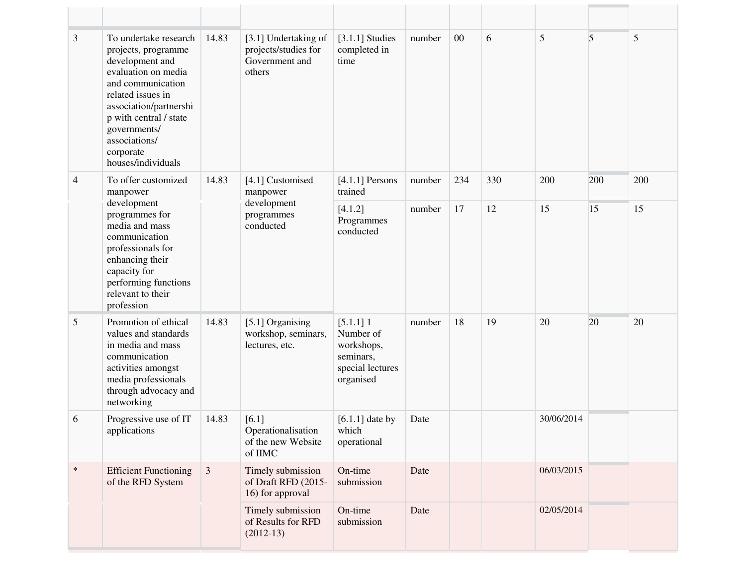| | | | | | | | | | | |
|---|---|---|---|---|---|---|---|---|---|---|
| 3 | To undertake research projects, programme development and evaluation on media and communication related issues in association/partnership with central / state governments/ associations/ corporate houses/individuals | 14.83 | [3.1] Undertaking of projects/studies for Government and others | [3.1.1] Studies completed in time | number | 00 | 6 | 5 | 5 | 5 |
| 4 | To offer customized manpower development programmes for media and mass communication professionals for enhancing their capacity for performing functions relevant to their profession | 14.83 | [4.1] Customised manpower development programmes conducted | [4.1.1] Persons trained | number | 234 | 330 | 200 | 200 | 200 |
| | | | | [4.1.2] Programmes conducted | number | 17 | 12 | 15 | 15 | 15 |
| 5 | Promotion of ethical values and standards in media and mass communication activities amongst media professionals through advocacy and networking | 14.83 | [5.1] Organising workshop, seminars, lectures, etc. | [5.1.1] 1 Number of workshops, seminars, special lectures organised | number | 18 | 19 | 20 | 20 | 20 |
| 6 | Progressive use of IT applications | 14.83 | [6.1] Operationalisation of the new Website of IIMC | [6.1.1] date by which operational | Date | | | 30/06/2014 | | |
| * | Efficient Functioning of the RFD System | 3 | Timely submission of Draft RFD (2015-16) for approval | On-time submission | Date | | | 06/03/2015 | | |
| | | | Timely submission of Results for RFD (2012-13) | On-time submission | Date | | | 02/05/2014 | | |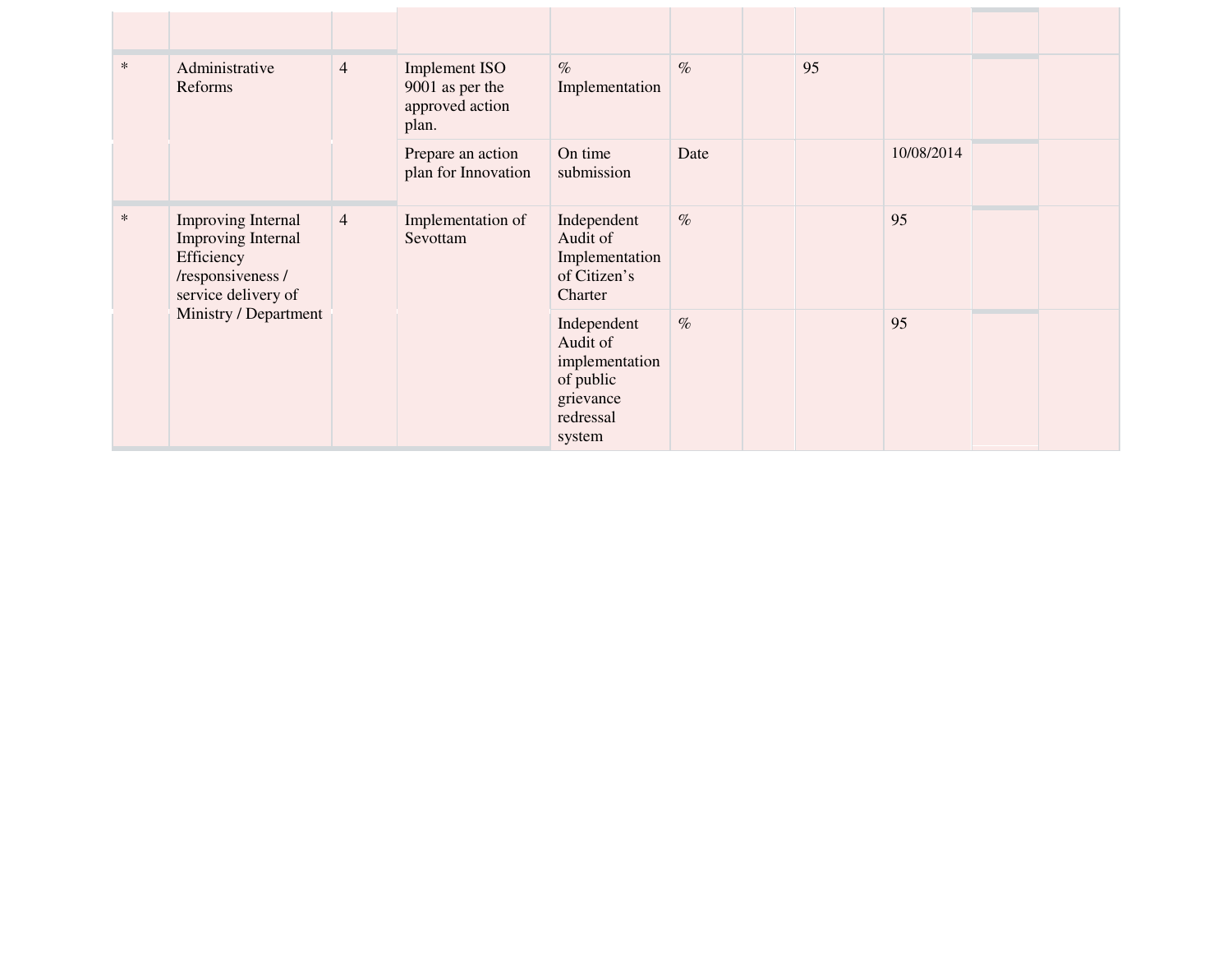| | | | | | | | | | | |
|---|---|---|---|---|---|---|---|---|---|---|
| * | Administrative Reforms | 4 | Implement ISO 9001 as per the approved action plan. | % Implementation | % | | 95 | | | |
| | | | Prepare an action plan for Innovation | On time submission | Date | | | 10/08/2014 | | |
| * | Improving Internal Improving Internal Efficiency /responsiveness / service delivery of Ministry / Department | 4 | Implementation of Sevottam | Independent Audit of Implementation of Citizen's Charter | % | | | 95 | | |
| | | | | Independent Audit of implementation of public grievance redressal system | % | | | 95 | | |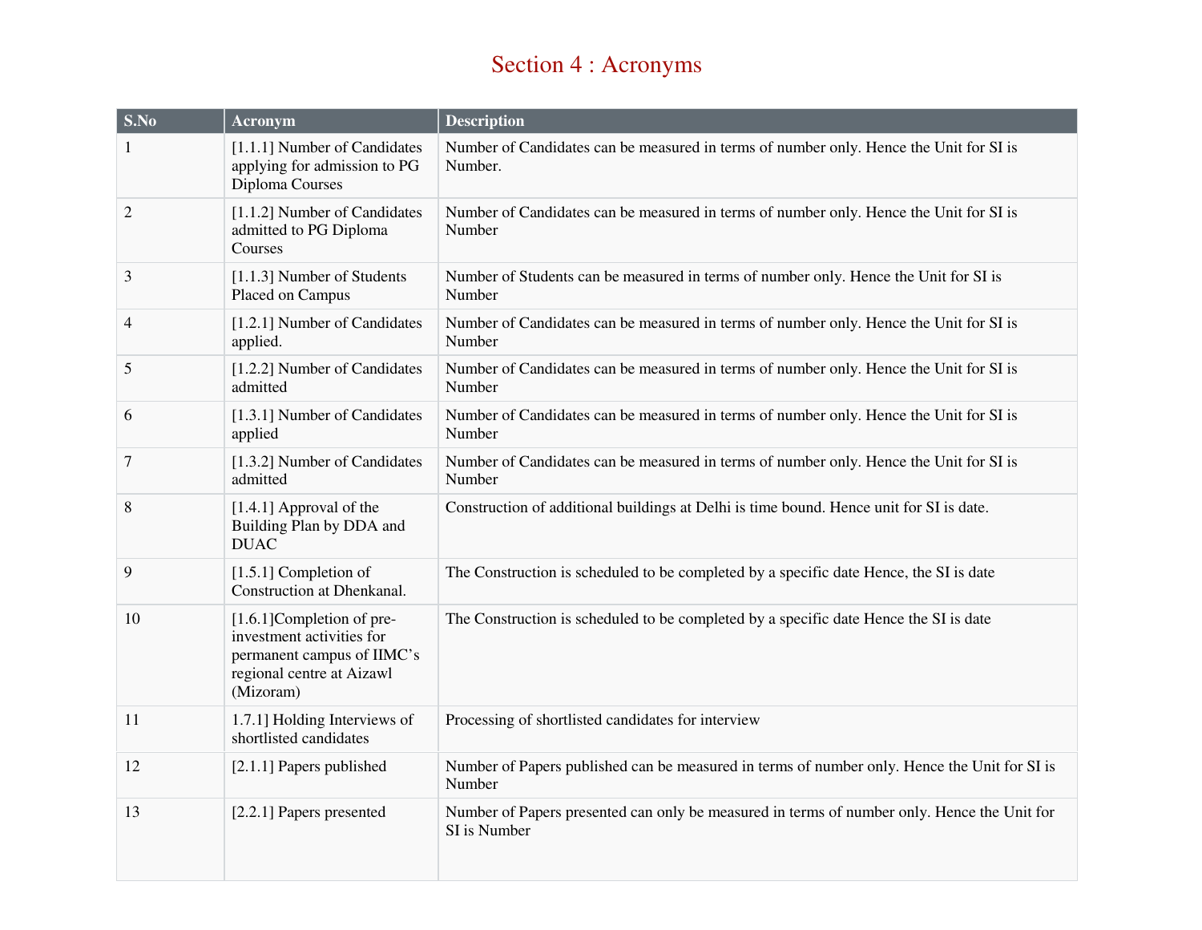# Section 4 : Acronyms

| S.No | Acronym | Description |
|---|---|---|
| 1 | [1.1.1] Number of Candidates applying for admission to PG Diploma Courses | Number of Candidates can be measured in terms of number only. Hence the Unit for SI is Number. |
| 2 | [1.1.2] Number of Candidates admitted to PG Diploma Courses | Number of Candidates can be measured in terms of number only. Hence the Unit for SI is Number |
| 3 | [1.1.3] Number of Students Placed on Campus | Number of Students can be measured in terms of number only. Hence the Unit for SI is Number |
| 4 | [1.2.1] Number of Candidates applied. | Number of Candidates can be measured in terms of number only. Hence the Unit for SI is Number |
| 5 | [1.2.2] Number of Candidates admitted | Number of Candidates can be measured in terms of number only. Hence the Unit for SI is Number |
| 6 | [1.3.1] Number of Candidates applied | Number of Candidates can be measured in terms of number only. Hence the Unit for SI is Number |
| 7 | [1.3.2] Number of Candidates admitted | Number of Candidates can be measured in terms of number only. Hence the Unit for SI is Number |
| 8 | [1.4.1] Approval of the Building Plan by DDA and DUAC | Construction of additional buildings at Delhi is time bound. Hence unit for SI is date. |
| 9 | [1.5.1] Completion of Construction at Dhenkanal. | The Construction is scheduled to be completed by a specific date Hence, the SI is date |
| 10 | [1.6.1]Completion of pre-investment activities for permanent campus of IIMC's regional centre at Aizawl (Mizoram) | The Construction is scheduled to be completed by a specific date Hence the SI is date |
| 11 | 1.7.1] Holding Interviews of shortlisted candidates | Processing of shortlisted candidates for interview |
| 12 | [2.1.1] Papers published | Number of Papers published can be measured in terms of number only. Hence the Unit for SI is Number |
| 13 | [2.2.1] Papers presented | Number of Papers presented can only be measured in terms of number only. Hence the Unit for SI is Number |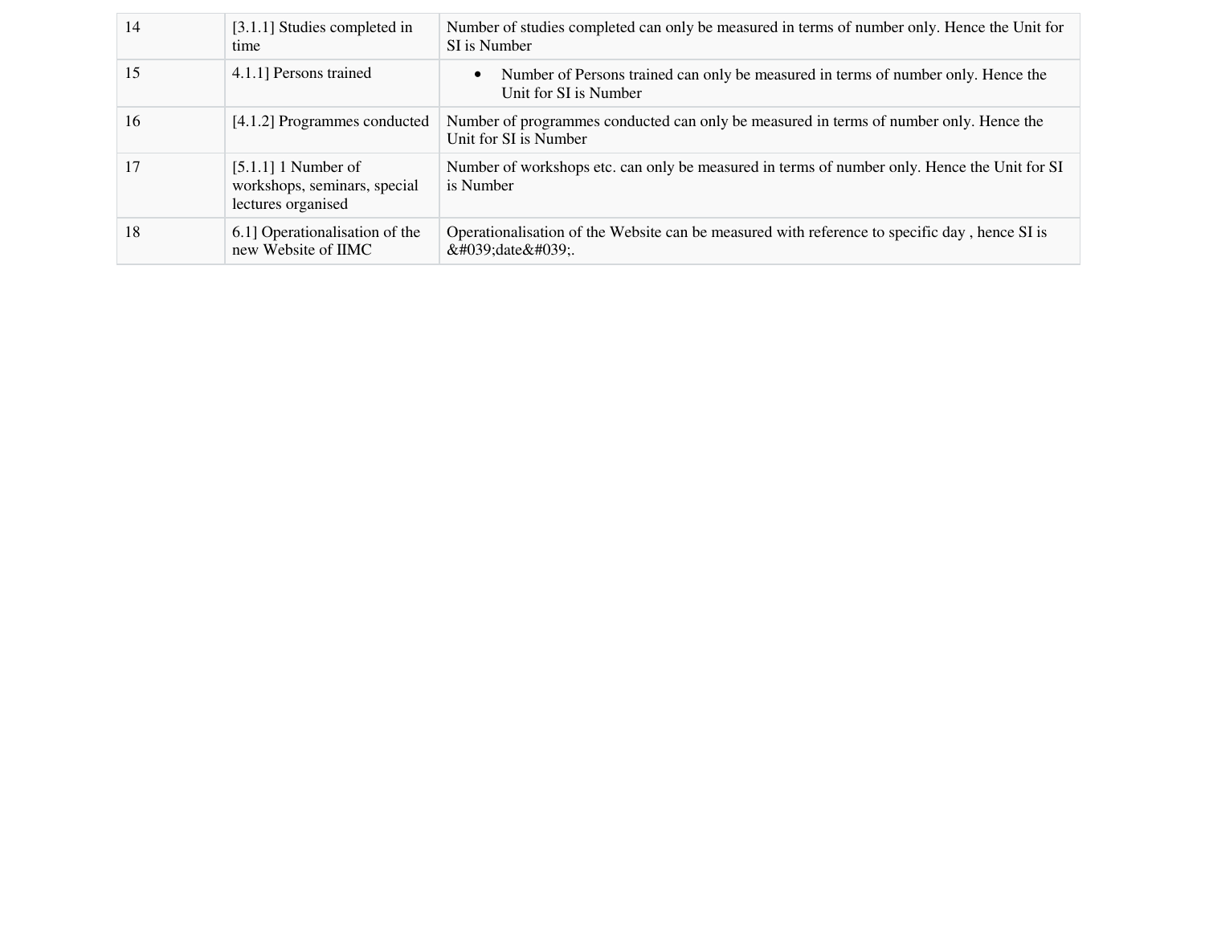| | | |
|---|---|---|
| 14 | [3.1.1] Studies completed in time | Number of studies completed can only be measured in terms of number only. Hence the Unit for SI is Number |
| 15 | 4.1.1] Persons trained | • Number of Persons trained can only be measured in terms of number only. Hence the Unit for SI is Number |
| 16 | [4.1.2] Programmes conducted | Number of programmes conducted can only be measured in terms of number only. Hence the Unit for SI is Number |
| 17 | [5.1.1] 1 Number of workshops, seminars, special lectures organised | Number of workshops etc. can only be measured in terms of number only. Hence the Unit for SI is Number |
| 18 | 6.1] Operationalisation of the new Website of IIMC | Operationalisation of the Website can be measured with reference to specific day , hence SI is &#039;date&#039;. |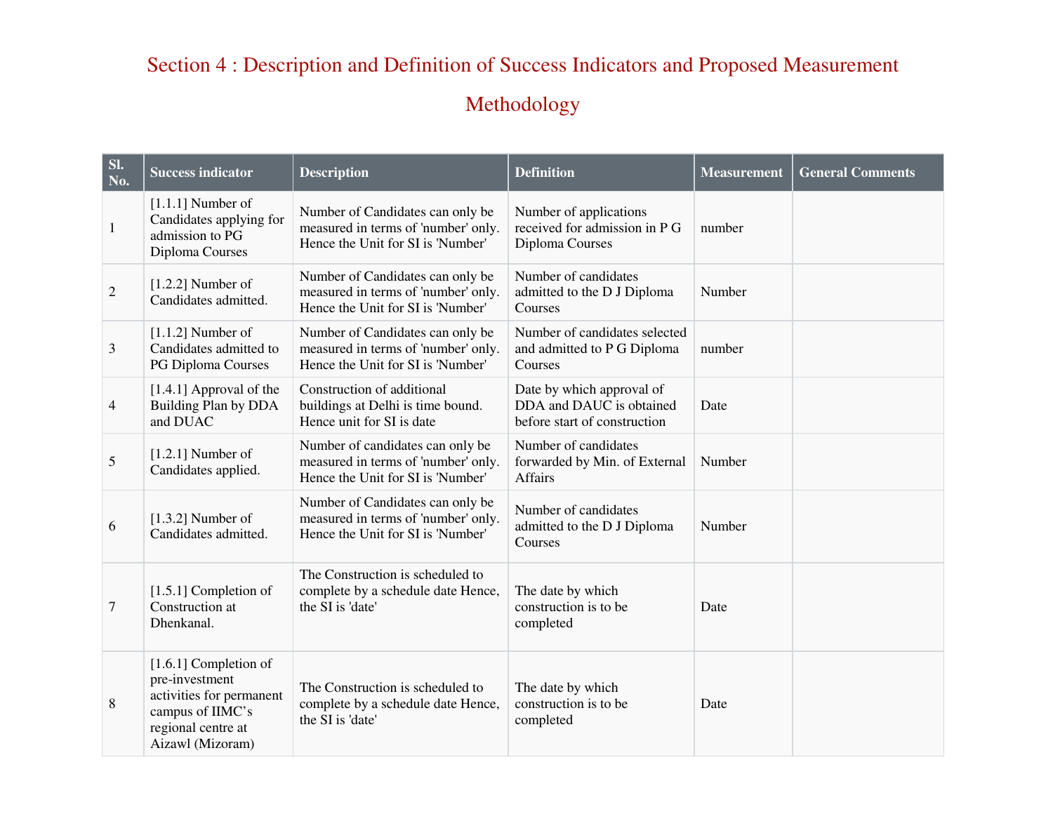# Section 4 : Description and Definition of Success Indicators and Proposed Measurement Methodology

| Sl. No. | Success indicator | Description | Definition | Measurement | General Comments |
|---|---|---|---|---|---|
| 1 | [1.1.1] Number of Candidates applying for admission to PG Diploma Courses | Number of Candidates can only be measured in terms of 'number' only. Hence the Unit for SI is 'Number' | Number of applications received for admission in P G Diploma Courses | number | |
| 2 | [1.2.2] Number of Candidates admitted. | Number of Candidates can only be measured in terms of 'number' only. Hence the Unit for SI is 'Number' | Number of candidates admitted to the D J Diploma Courses | Number | |
| 3 | [1.1.2] Number of Candidates admitted to PG Diploma Courses | Number of Candidates can only be measured in terms of 'number' only. Hence the Unit for SI is 'Number' | Number of candidates selected and admitted to P G Diploma Courses | number | |
| 4 | [1.4.1] Approval of the Building Plan by DDA and DUAC | Construction of additional buildings at Delhi is time bound. Hence unit for SI is date | Date by which approval of DDA and DAUC is obtained before start of construction | Date | |
| 5 | [1.2.1] Number of Candidates applied. | Number of candidates can only be measured in terms of 'number' only. Hence the Unit for SI is 'Number' | Number of candidates forwarded by Min. of External Affairs | Number | |
| 6 | [1.3.2] Number of Candidates admitted. | Number of Candidates can only be measured in terms of 'number' only. Hence the Unit for SI is 'Number' | Number of candidates admitted to the D J Diploma Courses | Number | |
| 7 | [1.5.1] Completion of Construction at Dhenkanal. | The Construction is scheduled to complete by a schedule date Hence, the SI is 'date' | The date by which construction is to be completed | Date | |
| 8 | [1.6.1] Completion of pre-investment activities for permanent campus of IIMC's regional centre at Aizawl (Mizoram) | The Construction is scheduled to complete by a schedule date Hence, the SI is 'date' | The date by which construction is to be completed | Date | |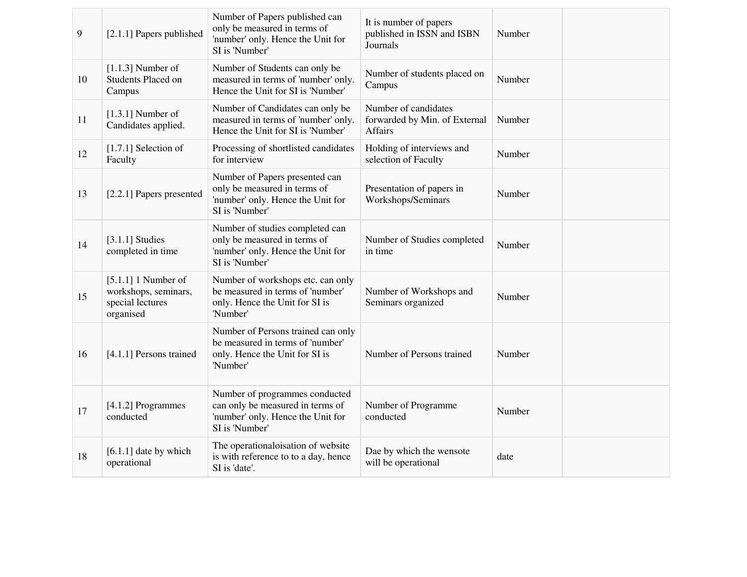| | | | | | |
|---|---|---|---|---|---|
| 9 | [2.1.1] Papers published | Number of Papers published can only be measured in terms of 'number' only. Hence the Unit for SI is 'Number' | It is number of papers published in ISSN and ISBN Journals | Number | |
| 10 | [1.1.3] Number of Students Placed on Campus | Number of Students can only be measured in terms of 'number' only. Hence the Unit for SI is 'Number' | Number of students placed on Campus | Number | |
| 11 | [1.3.1] Number of Candidates applied. | Number of Candidates can only be measured in terms of 'number' only. Hence the Unit for SI is 'Number' | Number of candidates forwarded by Min. of External Affairs | Number | |
| 12 | [1.7.1] Selection of Faculty | Processing of shortlisted candidates for interview | Holding of interviews and selection of Faculty | Number | |
| 13 | [2.2.1] Papers presented | Number of Papers presented can only be measured in terms of 'number' only. Hence the Unit for SI is 'Number' | Presentation of papers in Workshops/Seminars | Number | |
| 14 | [3.1.1] Studies completed in time | Number of studies completed can only be measured in terms of 'number' only. Hence the Unit for SI is 'Number' | Number of Studies completed in time | Number | |
| 15 | [5.1.1] 1 Number of workshops, seminars, special lectures organised | Number of workshops etc. can only be measured in terms of 'number' only. Hence the Unit for SI is 'Number' | Number of Workshops and Seminars organized | Number | |
| 16 | [4.1.1] Persons trained | Number of Persons trained can only be measured in terms of 'number' only. Hence the Unit for SI is 'Number' | Number of Persons trained | Number | |
| 17 | [4.1.2] Programmes conducted | Number of programmes conducted can only be measured in terms of 'number' only. Hence the Unit for SI is 'Number' | Number of Programme conducted | Number | |
| 18 | [6.1.1] date by which operational | The operationaloisation of website is with reference to to a day, hence SI is 'date'. | Dae by which the wensote will be operational | date | |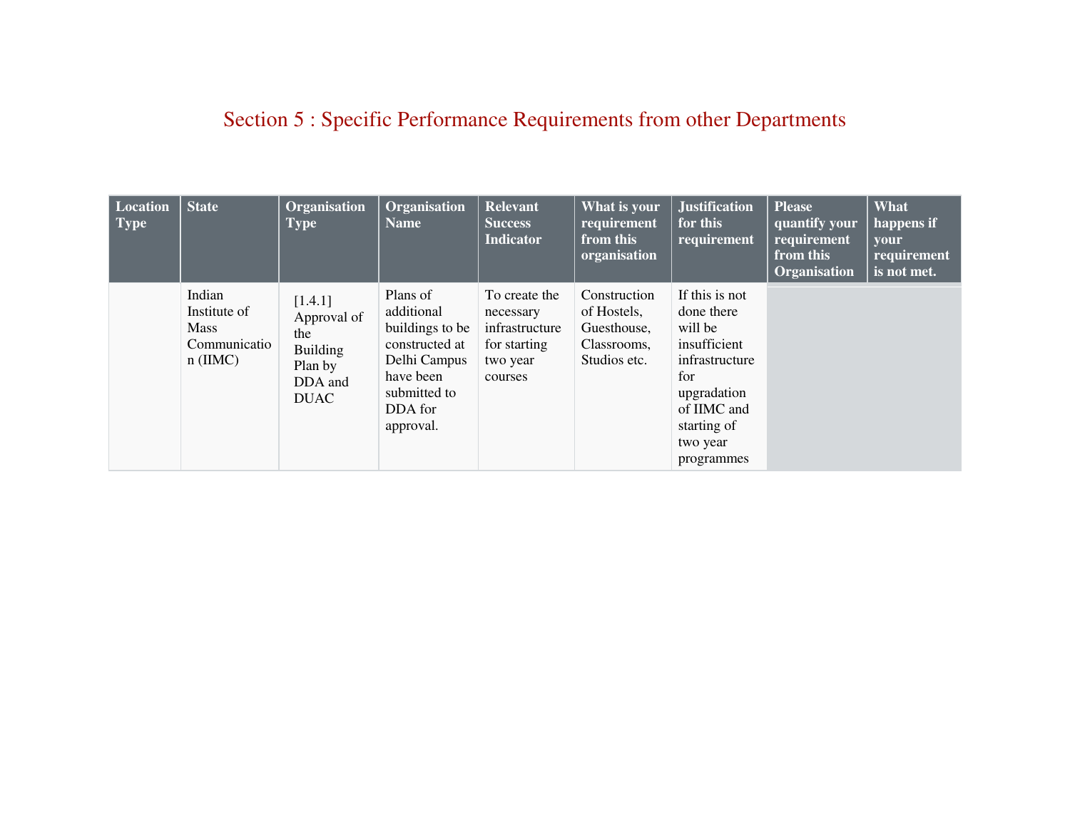# Section 5 : Specific Performance Requirements from other Departments

| Location Type | State | Organisation Type | Organisation Name | Relevant Success Indicator | What is your requirement from this organisation | Justification for this requirement | Please quantify your requirement from this Organisation | What happens if your requirement is not met. |
|---|---|---|---|---|---|---|---|---|
| | Indian Institute of Mass Communication (IIMC) | [1.4.1] Approval of the Building Plan by DDA and DUAC | Plans of additional buildings to be constructed at Delhi Campus have been submitted to DDA for approval. | To create the necessary infrastructure for starting two year courses | Construction of Hostels, Guesthouse, Classrooms, Studios etc. | If this is not done there will be insufficient infrastructure for upgradation of IIMC and starting of two year programmes | | |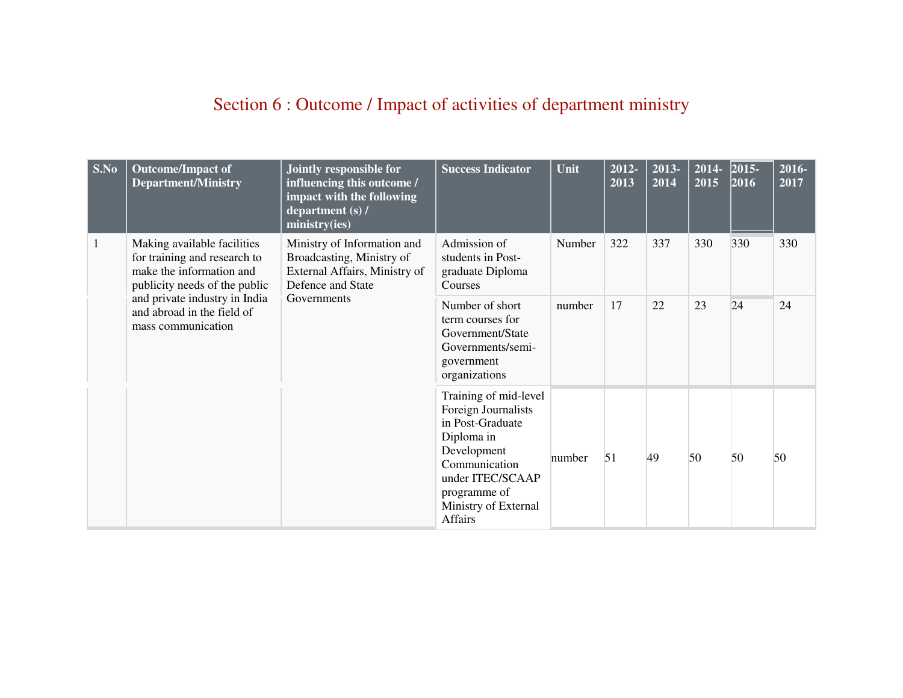# Section 6 : Outcome / Impact of activities of department ministry

| S.No | Outcome/Impact of Department/Ministry | Jointly responsible for influencing this outcome / impact with the following department (s) / ministry(ies) | Success Indicator | Unit | 2012-2013 | 2013-2014 | 2014-2015 | 2015-2016 | 2016-2017 |
|---|---|---|---|---|---|---|---|---|---|
| 1 | Making available facilities for training and research to make the information and publicity needs of the public and private industry in India and abroad in the field of mass communication | Ministry of Information and Broadcasting, Ministry of External Affairs, Ministry of Defence and State Governments | Admission of students in Post-graduate Diploma Courses | Number | 322 | 337 | 330 | 330 | 330 |
| | | | Number of short term courses for Government/State Governments/semi-government organizations | number | 17 | 22 | 23 | 24 | 24 |
| | | | Training of mid-level Foreign Journalists in Post-Graduate Diploma in Development Communication under ITEC/SCAAP programme of Ministry of External Affairs | number | 51 | 49 | 50 | 50 | 50 |